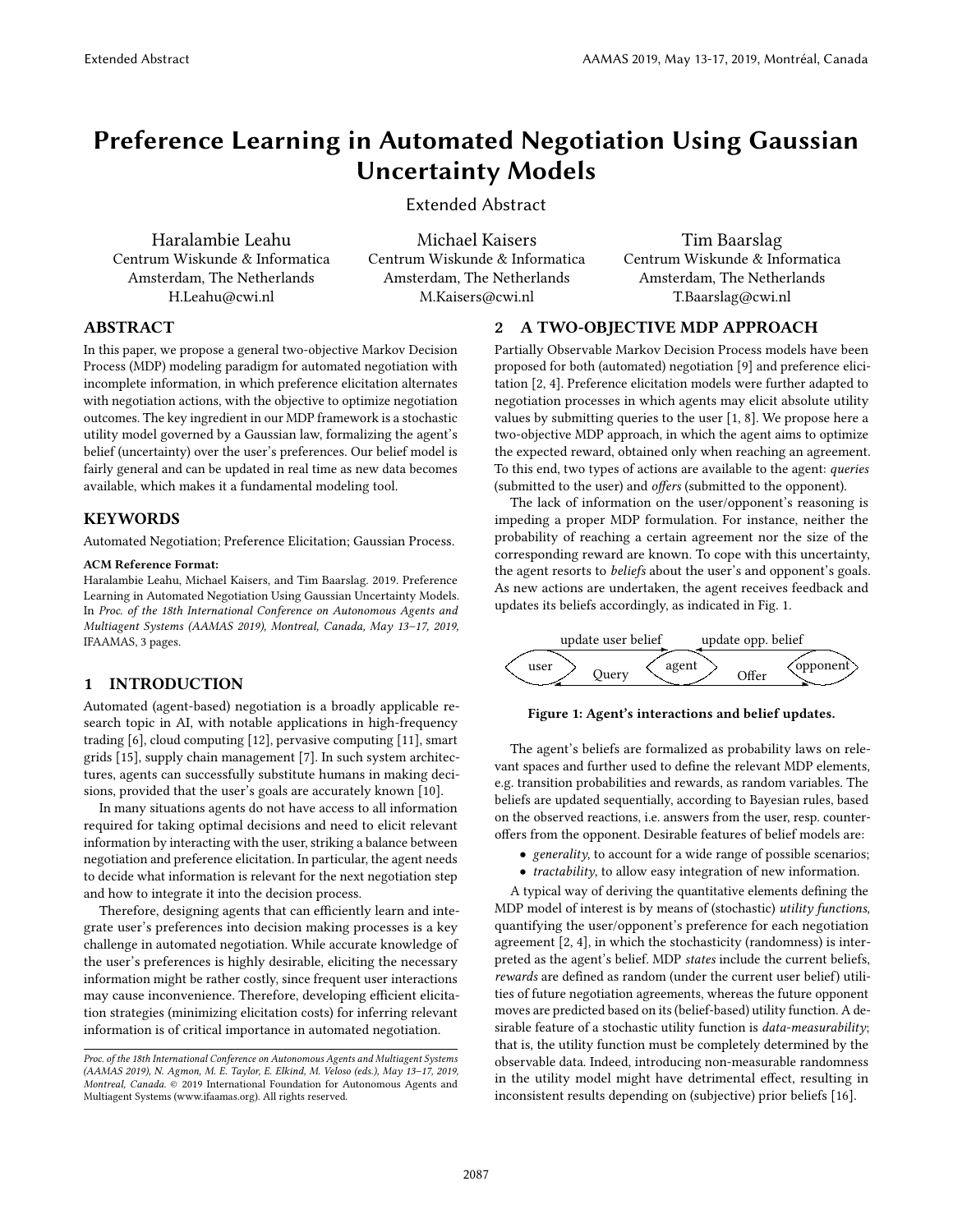# Preference Learning in Automated Negotiation Using Gaussian Uncertainty Models

Extended Abstract

Haralambie Leahu
Centrum Wiskunde & Informatica
Amsterdam, The Netherlands
H.Leahu@cwi.nl

Michael Kaisers
Centrum Wiskunde & Informatica
Amsterdam, The Netherlands
M.Kaisers@cwi.nl

Tim Baarslag
Centrum Wiskunde & Informatica
Amsterdam, The Netherlands
T.Baarslag@cwi.nl

## ABSTRACT

In this paper, we propose a general two-objective Markov Decision Process (MDP) modeling paradigm for automated negotiation with incomplete information, in which preference elicitation alternates with negotiation actions, with the objective to optimize negotiation outcomes. The key ingredient in our MDP framework is a stochastic utility model governed by a Gaussian law, formalizing the agent's belief (uncertainty) over the user's preferences. Our belief model is fairly general and can be updated in real time as new data becomes available, which makes it a fundamental modeling tool.

## KEYWORDS

Automated Negotiation; Preference Elicitation; Gaussian Process.

**ACM Reference Format:**

Haralambie Leahu, Michael Kaisers, and Tim Baarslag. 2019. Preference Learning in Automated Negotiation Using Gaussian Uncertainty Models. In *Proc. of the 18th International Conference on Autonomous Agents and Multiagent Systems (AAMAS 2019), Montreal, Canada, May 13–17, 2019,* IFAAMAS, 3 pages.

## 1 INTRODUCTION

Automated (agent-based) negotiation is a broadly applicable research topic in AI, with notable applications in high-frequency trading [6], cloud computing [12], pervasive computing [11], smart grids [15], supply chain management [7]. In such system architectures, agents can successfully substitute humans in making decisions, provided that the user's goals are accurately known [10].

In many situations agents do not have access to all information required for taking optimal decisions and need to elicit relevant information by interacting with the user, striking a balance between negotiation and preference elicitation. In particular, the agent needs to decide what information is relevant for the next negotiation step and how to integrate it into the decision process.

Therefore, designing agents that can efficiently learn and integrate user's preferences into decision making processes is a key challenge in automated negotiation. While accurate knowledge of the user's preferences is highly desirable, eliciting the necessary information might be rather costly, since frequent user interactions may cause inconvenience. Therefore, developing efficient elicitation strategies (minimizing elicitation costs) for inferring relevant information is of critical importance in automated negotiation.

*Proc. of the 18th International Conference on Autonomous Agents and Multiagent Systems (AAMAS 2019), N. Agmon, M. E. Taylor, E. Elkind, M. Veloso (eds.), May 13–17, 2019, Montreal, Canada.* © 2019 International Foundation for Autonomous Agents and Multiagent Systems (www.ifaamas.org). All rights reserved.

## 2 A TWO-OBJECTIVE MDP APPROACH

Partially Observable Markov Decision Process models have been proposed for both (automated) negotiation [9] and preference elicitation [2, 4]. Preference elicitation models were further adapted to negotiation processes in which agents may elicit absolute utility values by submitting queries to the user [1, 8]. We propose here a two-objective MDP approach, in which the agent aims to optimize the expected reward, obtained only when reaching an agreement. To this end, two types of actions are available to the agent: *queries* (submitted to the user) and *offers* (submitted to the opponent).

The lack of information on the user/opponent's reasoning is impeding a proper MDP formulation. For instance, neither the probability of reaching a certain agreement nor the size of the corresponding reward are known. To cope with this uncertainty, the agent resorts to *beliefs* about the user's and opponent's goals. As new actions are undertaken, the agent receives feedback and updates its beliefs accordingly, as indicated in Fig. 1.

update user belief — update opp. belief

user — Query — agent — Offer — opponent

**Figure 1: Agent's interactions and belief updates.**

The agent's beliefs are formalized as probability laws on relevant spaces and further used to define the relevant MDP elements, e.g. transition probabilities and rewards, as random variables. The beliefs are updated sequentially, according to Bayesian rules, based on the observed reactions, i.e. answers from the user, resp. counter-offers from the opponent. Desirable features of belief models are:

- *generality*, to account for a wide range of possible scenarios;
- *tractability*, to allow easy integration of new information.

A typical way of deriving the quantitative elements defining the MDP model of interest is by means of (stochastic) *utility functions*, quantifying the user/opponent's preference for each negotiation agreement [2, 4], in which the stochasticity (randomness) is interpreted as the agent's belief. MDP *states* include the current beliefs, *rewards* are defined as random (under the current user belief) utilities of future negotiation agreements, whereas the future opponent moves are predicted based on its (belief-based) utility function. A desirable feature of a stochastic utility function is *data-measurability*; that is, the utility function must be completely determined by the observable data. Indeed, introducing non-measurable randomness in the utility model might have detrimental effect, resulting in inconsistent results depending on (subjective) prior beliefs [16].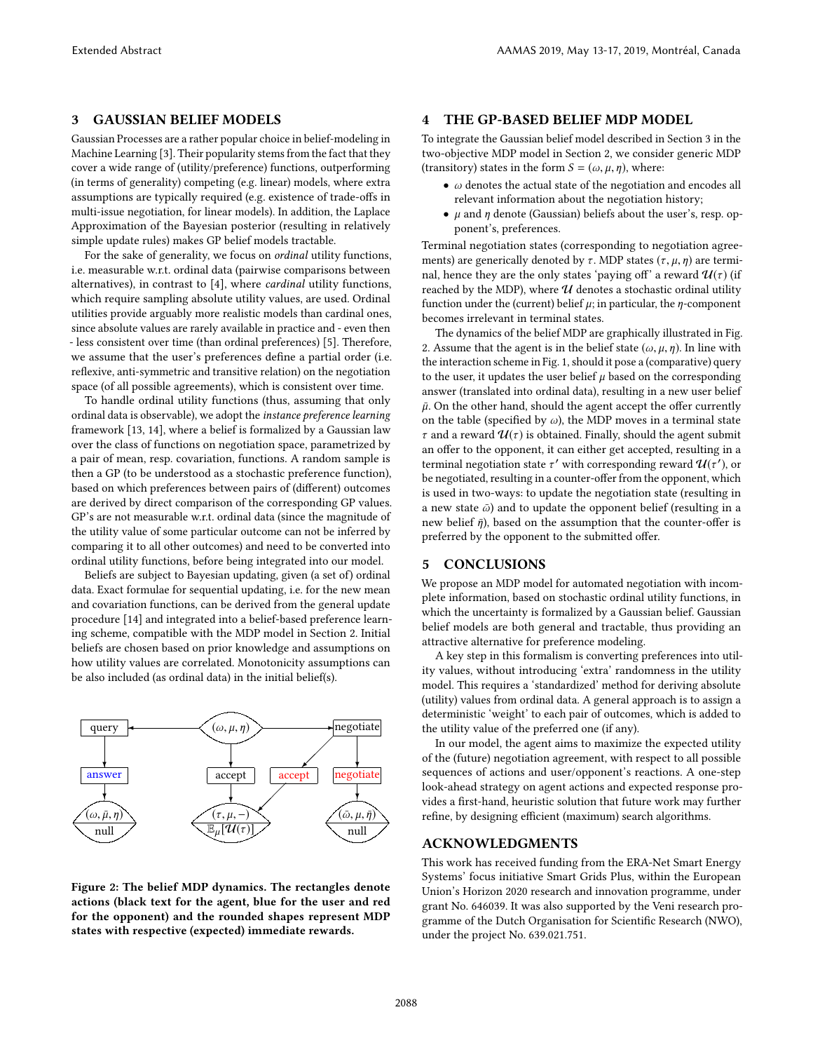## 3 GAUSSIAN BELIEF MODELS

Gaussian Processes are a rather popular choice in belief-modeling in Machine Learning [3]. Their popularity stems from the fact that they cover a wide range of (utility/preference) functions, outperforming (in terms of generality) competing (e.g. linear) models, where extra assumptions are typically required (e.g. existence of trade-offs in multi-issue negotiation, for linear models). In addition, the Laplace Approximation of the Bayesian posterior (resulting in relatively simple update rules) makes GP belief models tractable.

For the sake of generality, we focus on *ordinal* utility functions, i.e. measurable w.r.t. ordinal data (pairwise comparisons between alternatives), in contrast to [4], where *cardinal* utility functions, which require sampling absolute utility values, are used. Ordinal utilities provide arguably more realistic models than cardinal ones, since absolute values are rarely available in practice and - even then - less consistent over time (than ordinal preferences) [5]. Therefore, we assume that the user's preferences define a partial order (i.e. reflexive, anti-symmetric and transitive relation) on the negotiation space (of all possible agreements), which is consistent over time.

To handle ordinal utility functions (thus, assuming that only ordinal data is observable), we adopt the *instance preference learning* framework [13, 14], where a belief is formalized by a Gaussian law over the class of functions on negotiation space, parametrized by a pair of mean, resp. covariation, functions. A random sample is then a GP (to be understood as a stochastic preference function), based on which preferences between pairs of (different) outcomes are derived by direct comparison of the corresponding GP values. GP's are not measurable w.r.t. ordinal data (since the magnitude of the utility value of some particular outcome can not be inferred by comparing it to all other outcomes) and need to be converted into ordinal utility functions, before being integrated into our model.

Beliefs are subject to Bayesian updating, given (a set of) ordinal data. Exact formulae for sequential updating, i.e. for the new mean and covariation functions, can be derived from the general update procedure [14] and integrated into a belief-based preference learning scheme, compatible with the MDP model in Section 2. Initial beliefs are chosen based on prior knowledge and assumptions on how utility values are correlated. Monotonicity assumptions can be also included (as ordinal data) in the initial belief(s).

Figure 2: The belief MDP dynamics. The rectangles denote actions (black text for the agent, blue for the user and red for the opponent) and the rounded shapes represent MDP states with respective (expected) immediate rewards.

## 4 THE GP-BASED BELIEF MDP MODEL

To integrate the Gaussian belief model described in Section 3 in the two-objective MDP model in Section 2, we consider generic MDP (transitory) states in the form $S = (\omega, \mu, \eta)$, where:

- $\omega$ denotes the actual state of the negotiation and encodes all relevant information about the negotiation history;
- $\mu$ and $\eta$ denote (Gaussian) beliefs about the user's, resp. opponent's, preferences.

Terminal negotiation states (corresponding to negotiation agreements) are generically denoted by $\tau$. MDP states $(\tau, \mu, \eta)$ are terminal, hence they are the only states 'paying off' a reward $\mathcal{U}(\tau)$ (if reached by the MDP), where $\mathcal{U}$ denotes a stochastic ordinal utility function under the (current) belief $\mu$; in particular, the $\eta$-component becomes irrelevant in terminal states.

The dynamics of the belief MDP are graphically illustrated in Fig. 2. Assume that the agent is in the belief state $(\omega, \mu, \eta)$. In line with the interaction scheme in Fig. 1, should it pose a (comparative) query to the user, it updates the user belief $\mu$ based on the corresponding answer (translated into ordinal data), resulting in a new user belief $\bar{\mu}$. On the other hand, should the agent accept the offer currently on the table (specified by $\omega$), the MDP moves in a terminal state $\tau$ and a reward $\mathcal{U}(\tau)$ is obtained. Finally, should the agent submit an offer to the opponent, it can either get accepted, resulting in a terminal negotiation state $\tau'$ with corresponding reward $\mathcal{U}(\tau')$, or be negotiated, resulting in a counter-offer from the opponent, which is used in two-ways: to update the negotiation state (resulting in a new state $\bar{\omega}$) and to update the opponent belief (resulting in a new belief $\bar{\eta}$), based on the assumption that the counter-offer is preferred by the opponent to the submitted offer.

## 5 CONCLUSIONS

We propose an MDP model for automated negotiation with incomplete information, based on stochastic ordinal utility functions, in which the uncertainty is formalized by a Gaussian belief. Gaussian belief models are both general and tractable, thus providing an attractive alternative for preference modeling.

A key step in this formalism is converting preferences into utility values, without introducing 'extra' randomness in the utility model. This requires a 'standardized' method for deriving absolute (utility) values from ordinal data. A general approach is to assign a deterministic 'weight' to each pair of outcomes, which is added to the utility value of the preferred one (if any).

In our model, the agent aims to maximize the expected utility of the (future) negotiation agreement, with respect to all possible sequences of actions and user/opponent's reactions. A one-step look-ahead strategy on agent actions and expected response provides a first-hand, heuristic solution that future work may further refine, by designing efficient (maximum) search algorithms.

## ACKNOWLEDGMENTS

This work has received funding from the ERA-Net Smart Energy Systems' focus initiative Smart Grids Plus, within the European Union's Horizon 2020 research and innovation programme, under grant No. 646039. It was also supported by the Veni research programme of the Dutch Organisation for Scientific Research (NWO), under the project No. 639.021.751.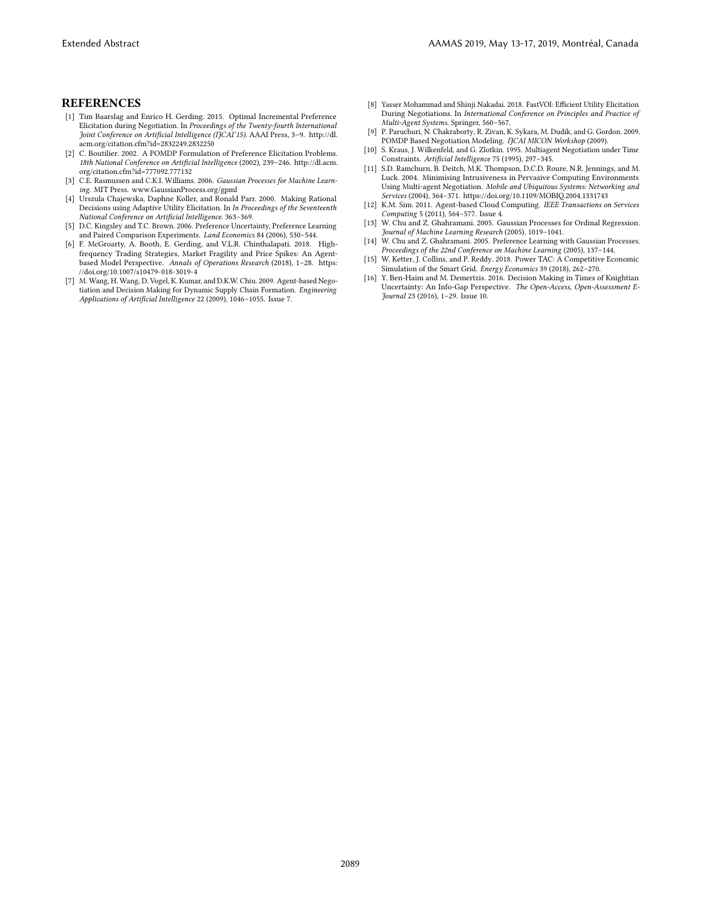## REFERENCES

[1] Tim Baarslag and Enrico H. Gerding. 2015. Optimal Incremental Preference Elicitation during Negotiation. In *Proceedings of the Twenty-fourth International Joint Conference on Artificial Intelligence (IJCAI'15)*. AAAI Press, 3–9. http://dl.acm.org/citation.cfm?id=2832249.2832250

[2] C. Boutilier. 2002. A POMDP Formulation of Preference Elicitation Problems. *18th National Conference on Artificial Intelligence* (2002), 239–246. http://dl.acm.org/citation.cfm?id=777092.777132

[3] C.E. Rasmussen and C.K.I. Williams. 2006. *Gaussian Processes for Machine Learning*. MIT Press. www.GaussianProcess.org/gpml

[4] Urszula Chajewska, Daphne Koller, and Ronald Parr. 2000. Making Rational Decisions using Adaptive Utility Elicitation. In *In Proceedings of the Seventeenth National Conference on Artificial Intelligence*. 363–369.

[5] D.C. Kingsley and T.C. Brown. 2006. Preference Uncertainty, Preference Learning and Paired Comparison Experiments. *Land Economics* 84 (2006), 530–544.

[6] F. McGroarty, A. Booth, E. Gerding, and V.L.R. Chinthalapati. 2018. High-frequency Trading Strategies, Market Fragility and Price Spikes: An Agent-based Model Perspective. *Annals of Operations Research* (2018), 1–28. https://doi.org/10.1007/s10479-018-3019-4

[7] M. Wang, H. Wang, D. Vogel, K. Kumar, and D.K.W. Chiu. 2009. Agent-based Negotiation and Decision Making for Dynamic Supply Chain Formation. *Engineering Applications of Artificial Intelligence* 22 (2009), 1046–1055. Issue 7.

[8] Yasser Mohammad and Shinji Nakadai. 2018. FastVOI: Efficient Utility Elicitation During Negotiations. In *International Conference on Principles and Practice of Multi-Agent Systems*. Springer, 560–567.

[9] P. Paruchuri, N. Chakraborty, R. Zivan, K. Sykara, M. Dudik, and G. Gordon. 2009. POMDP Based Negotiation Modeling. *IJCAI MICON Workshop* (2009).

[10] S. Kraus, J. Wilkenfeld, and G. Zlotkin. 1995. Multiagent Negotiation under Time Constraints. *Artificial Intelligence* 75 (1995), 297–345.

[11] S.D. Ramchurn, B. Deitch, M.K. Thompson, D.C.D. Roure, N.R. Jennings, and M. Luck. 2004. Minimising Intrusiveness in Pervasive Computing Environments Using Multi-agent Negotiation. *Mobile and Ubiquitous Systems: Networking and Services* (2004), 364–371. https://doi.org/10.1109/MOBIQ.2004.1331743

[12] K.M. Sim. 2011. Agent-based Cloud Computing. *IEEE Transactions on Services Computing* 5 (2011), 564–577. Issue 4.

[13] W. Chu and Z. Ghahramani. 2005. Gaussian Processes for Ordinal Regression. *Journal of Machine Learning Research* (2005), 1019–1041.

[14] W. Chu and Z. Ghahramani. 2005. Preference Learning with Gaussian Processes. *Proceedings of the 22nd Conference on Machine Learning* (2005), 137–144.

[15] W. Ketter, J. Collins, and P. Reddy. 2018. Power TAC: A Competitive Economic Simulation of the Smart Grid. *Energy Economics* 39 (2018), 262–270.

[16] Y. Ben-Haim and M. Demertzis. 2016. Decision Making in Times of Knightian Uncertainty: An Info-Gap Perspective. *The Open-Access, Open-Assessment E-Journal* 23 (2016), 1–29. Issue 10.